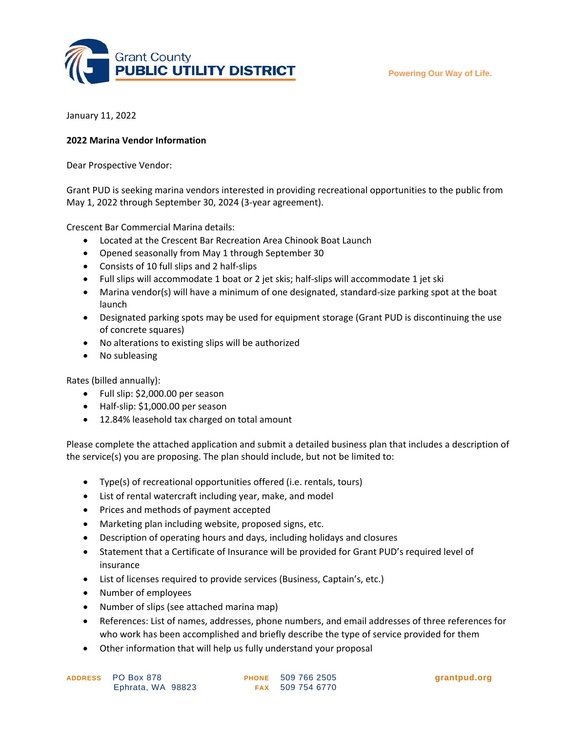Grant County
**PUBLIC UTILITY DISTRICT**

Powering Our Way of Life.

January 11, 2022

**2022 Marina Vendor Information**

Dear Prospective Vendor:

Grant PUD is seeking marina vendors interested in providing recreational opportunities to the public from May 1, 2022 through September 30, 2024 (3-year agreement).

Crescent Bar Commercial Marina details:

- Located at the Crescent Bar Recreation Area Chinook Boat Launch
- Opened seasonally from May 1 through September 30
- Consists of 10 full slips and 2 half-slips
- Full slips will accommodate 1 boat or 2 jet skis; half-slips will accommodate 1 jet ski
- Marina vendor(s) will have a minimum of one designated, standard-size parking spot at the boat launch
- Designated parking spots may be used for equipment storage (Grant PUD is discontinuing the use of concrete squares)
- No alterations to existing slips will be authorized
- No subleasing

Rates (billed annually):

- Full slip: $2,000.00 per season
- Half-slip: $1,000.00 per season
- 12.84% leasehold tax charged on total amount

Please complete the attached application and submit a detailed business plan that includes a description of the service(s) you are proposing. The plan should include, but not be limited to:

- Type(s) of recreational opportunities offered (i.e. rentals, tours)
- List of rental watercraft including year, make, and model
- Prices and methods of payment accepted
- Marketing plan including website, proposed signs, etc.
- Description of operating hours and days, including holidays and closures
- Statement that a Certificate of Insurance will be provided for Grant PUD's required level of insurance
- List of licenses required to provide services (Business, Captain's, etc.)
- Number of employees
- Number of slips (see attached marina map)
- References: List of names, addresses, phone numbers, and email addresses of three references for who work has been accomplished and briefly describe the type of service provided for them
- Other information that will help us fully understand your proposal

ADDRESS PO Box 878
Ephrata, WA 98823

PHONE 509 766 2505
FAX 509 754 6770

grantpud.org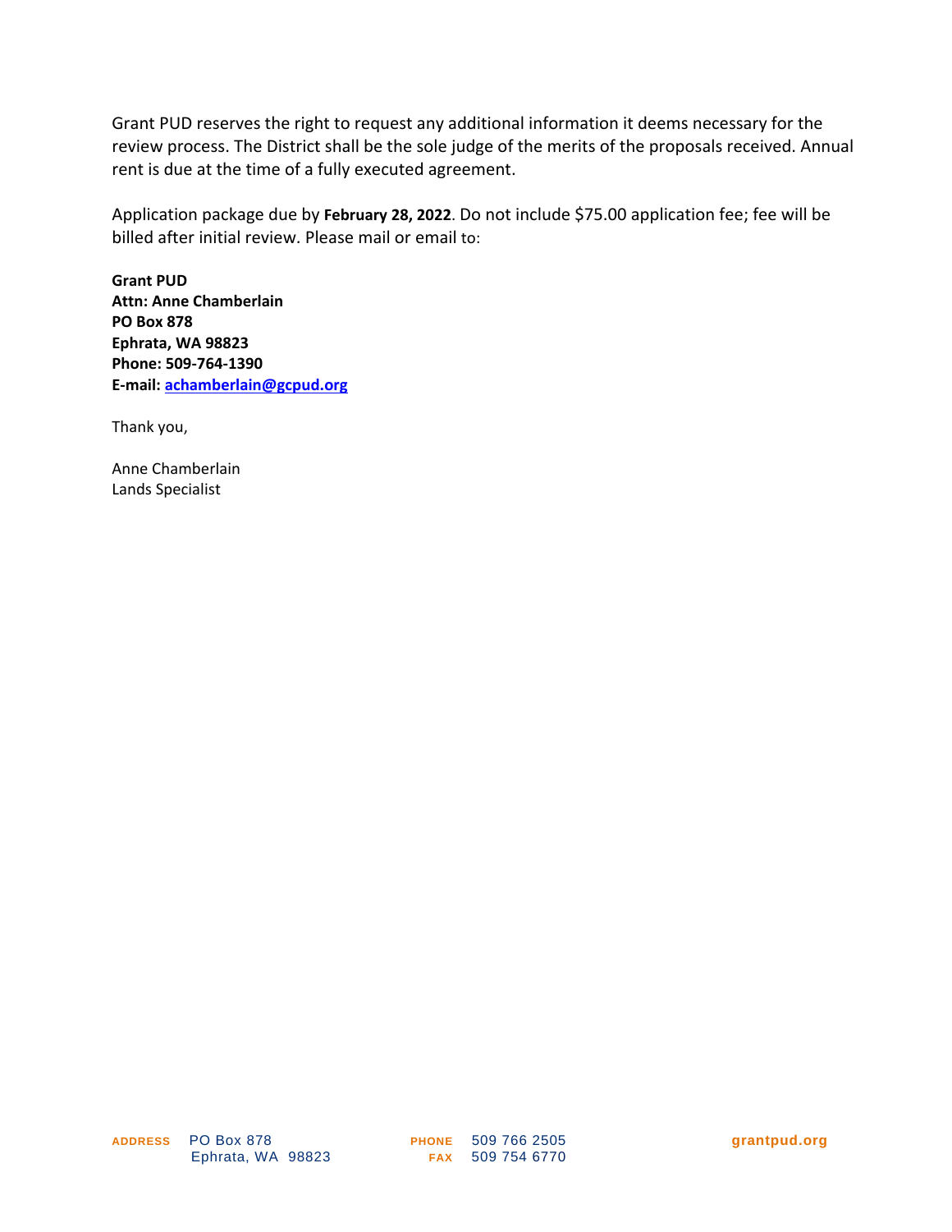Grant PUD reserves the right to request any additional information it deems necessary for the review process. The District shall be the sole judge of the merits of the proposals received. Annual rent is due at the time of a fully executed agreement.

Application package due by **February 28, 2022**. Do not include $75.00 application fee; fee will be billed after initial review. Please mail or email to:

**Grant PUD**  
**Attn: Anne Chamberlain**  
**PO Box 878**  
**Ephrata, WA 98823**  
**Phone: 509-764-1390**  
**E-mail: achamberlain@gcpud.org**

Thank you,

Anne Chamberlain  
Lands Specialist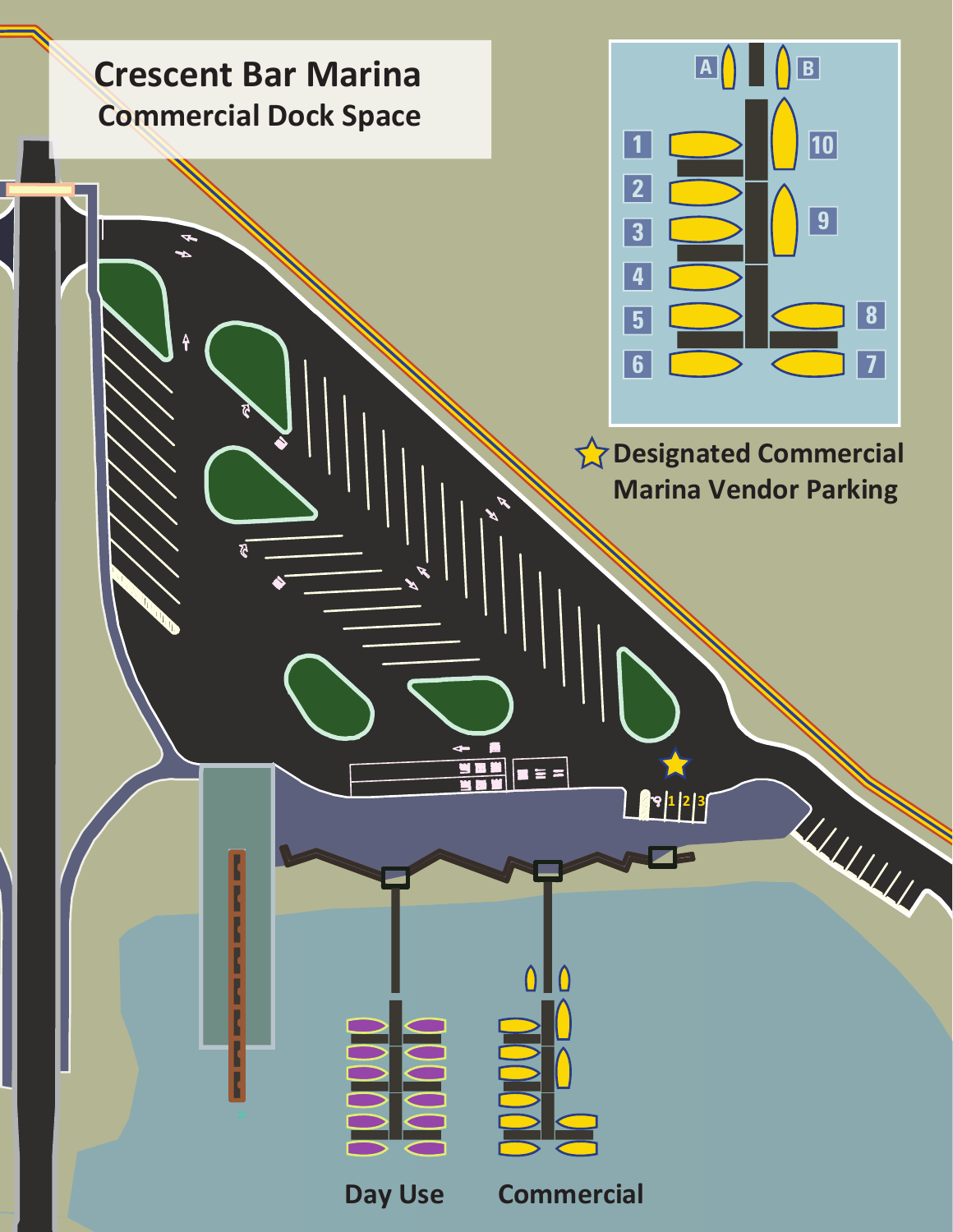# Crescent Bar Marina

## Commercial Dock Space

A B

1 2 3 4 5 6 7 8 9 10

★ Designated Commercial Marina Vendor Parking

1 2 3

Day Use

Commercial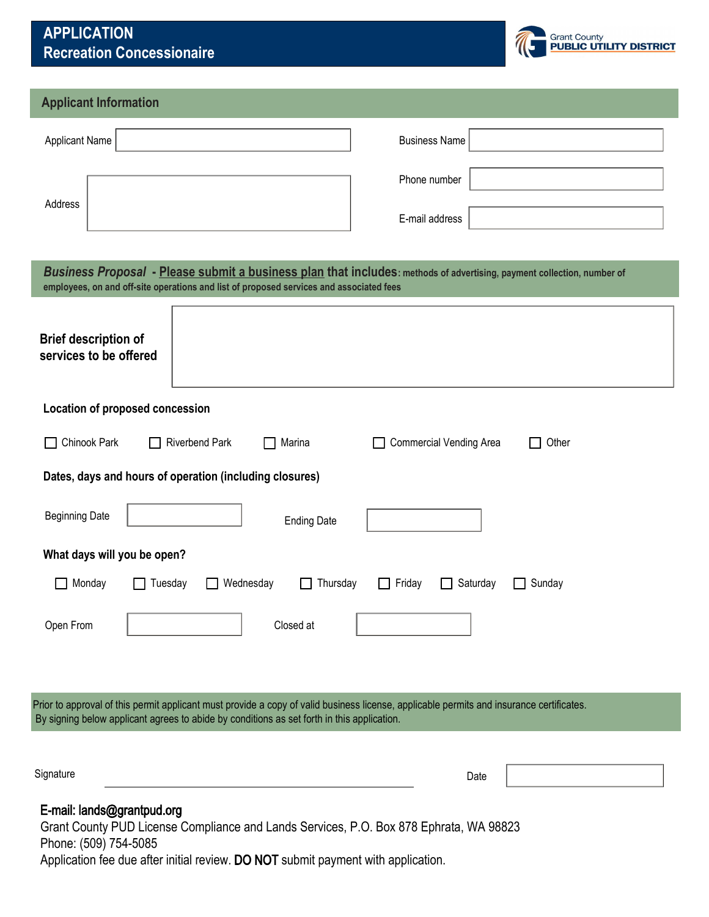# APPLICATION
## Recreation Concessionaire

Grant County PUBLIC UTILITY DISTRICT

## Applicant Information

Applicant Name ______________________

Business Name ______________________

Address ______________________

Phone number ______________________

E-mail address ______________________

## *Business Proposal* - Please submit a business plan that includes: methods of advertising, payment collection, number of employees, on and off-site operations and list of proposed services and associated fees

**Brief description of services to be offered** ______________________

**Location of proposed concession**

☐ Chinook Park ☐ Riverbend Park ☐ Marina ☐ Commercial Vending Area ☐ Other

**Dates, days and hours of operation (including closures)**

Beginning Date ______________ Ending Date ______________

**What days will you be open?**

☐ Monday ☐ Tuesday ☐ Wednesday ☐ Thursday ☐ Friday ☐ Saturday ☐ Sunday

Open From ______________ Closed at ______________

Prior to approval of this permit applicant must provide a copy of valid business license, applicable permits and insurance certificates.
By signing below applicant agrees to abide by conditions as set forth in this application.

Signature ______________________ Date ______________

**E-mail: lands@grantpud.org**
Grant County PUD License Compliance and Lands Services, P.O. Box 878 Ephrata, WA 98823
Phone: (509) 754-5085
Application fee due after initial review. **DO NOT** submit payment with application.